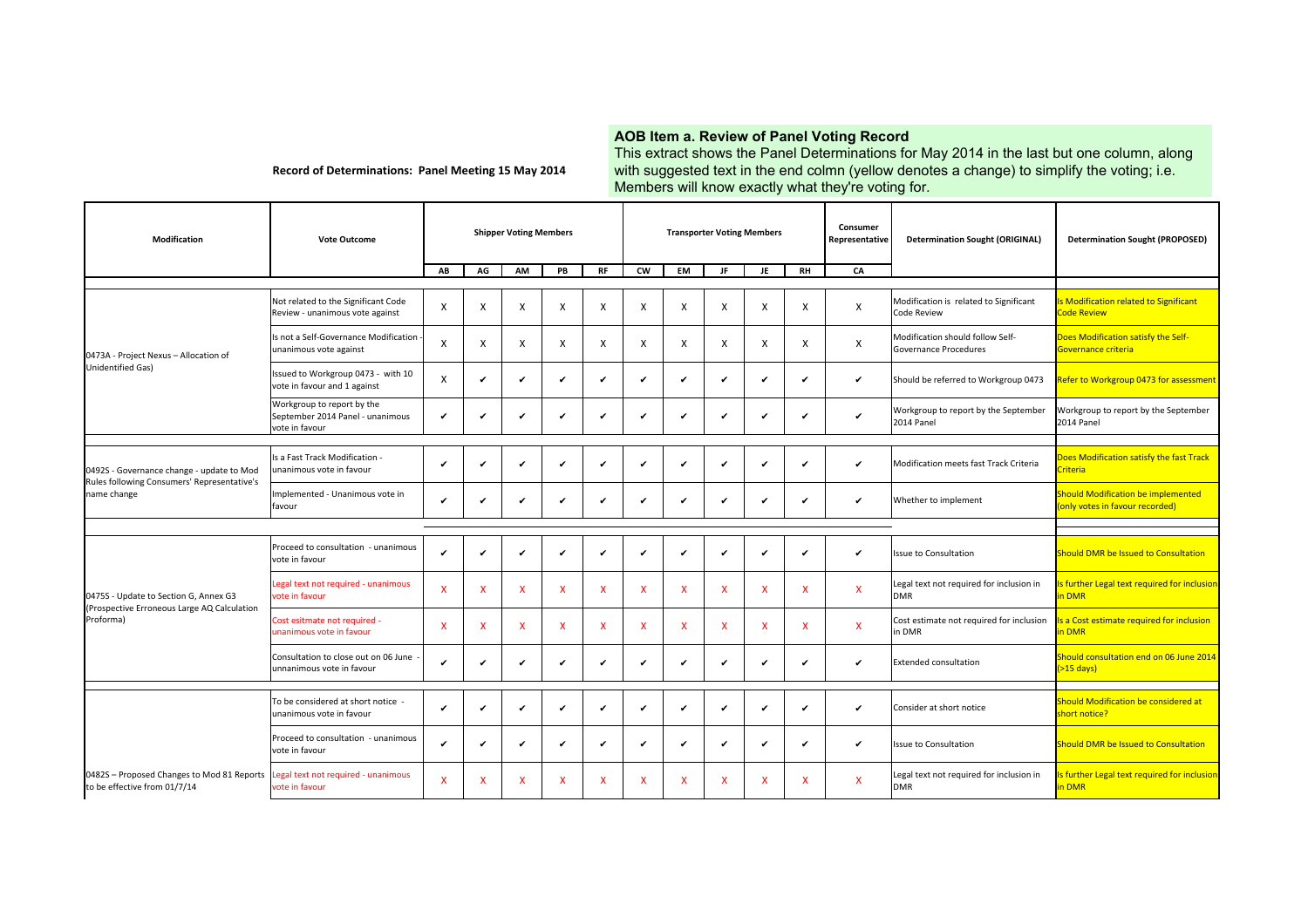**Record of Determinations: Panel Meeting 15 May 2014**

## AOB Item a. Review of Panel Voting Record

This extract shows the Panel Determinations for May 2014 in the last but one column, along with suggested text in the end colmn (yellow denotes a change) to simplify the voting; i.e. Members will know exactly what they're voting for.

| Modification | Vote Outcome | Shipper Voting Members | | | | | Transporter Voting Members | | | | | Consumer Representative | Determination Sought (ORIGINAL) | Determination Sought (PROPOSED) |
|---|---|---|---|---|---|---|---|---|---|---|---|---|---|---|
| | | AB | AG | AM | PB | RF | CW | EM | JF | JE | RH | CA | | |
| 0473A - Project Nexus – Allocation of Unidentified Gas) | Not related to the Significant Code Review - unanimous vote against | X | X | X | X | X | X | X | X | X | X | X | Modification is related to Significant Code Review | Is Modification related to Significant Code Review |
| | Is not a Self-Governance Modification - unanimous vote against | X | X | X | X | X | X | X | X | X | X | X | Modification should follow Self-Governance Procedures | Does Modification satisfy the Self-Governance criteria |
| | Issued to Workgroup 0473 - with 10 vote in favour and 1 against | X | ✔ | ✔ | ✔ | ✔ | ✔ | ✔ | ✔ | ✔ | ✔ | ✔ | Should be referred to Workgroup 0473 | Refer to Workgroup 0473 for assessment |
| | Workgroup to report by the September 2014 Panel - unanimous vote in favour | ✔ | ✔ | ✔ | ✔ | ✔ | ✔ | ✔ | ✔ | ✔ | ✔ | ✔ | Workgroup to report by the September 2014 Panel | Workgroup to report by the September 2014 Panel |
| 0492S - Governance change - update to Mod Rules following Consumers' Representative's name change | Is a Fast Track Modification - unanimous vote in favour | ✔ | ✔ | ✔ | ✔ | ✔ | ✔ | ✔ | ✔ | ✔ | ✔ | ✔ | Modification meets fast Track Criteria | Does Modification satisfy the fast Track Criteria |
| | Implemented - Unanimous vote in favour | ✔ | ✔ | ✔ | ✔ | ✔ | ✔ | ✔ | ✔ | ✔ | ✔ | ✔ | Whether to implement | Should Modification be implemented (only votes in favour recorded) |
| 0475S - Update to Section G, Annex G3 (Prospective Erroneous Large AQ Calculation Proforma) | Proceed to consultation - unanimous vote in favour | ✔ | ✔ | ✔ | ✔ | ✔ | ✔ | ✔ | ✔ | ✔ | ✔ | ✔ | Issue to Consultation | Should DMR be Issued to Consultation |
| | Legal text not required - unanimous vote in favour | X | X | X | X | X | X | X | X | X | X | X | Legal text not required for inclusion in DMR | Is further Legal text required for inclusion in DMR |
| | Cost esitmate not required - unanimous vote in favour | X | X | X | X | X | X | X | X | X | X | X | Cost estimate not required for inclusion in DMR | Is a Cost estimate required for inclusion in DMR |
| | Consultation to close out on 06 June - unnanimous vote in favour | ✔ | ✔ | ✔ | ✔ | ✔ | ✔ | ✔ | ✔ | ✔ | ✔ | ✔ | Extended consultation | Should consultation end on 06 June 2014 (>15 days) |
| 0482S – Proposed Changes to Mod 81 Reports to be effective from 01/7/14 | To be considered at short notice - unanimous vote in favour | ✔ | ✔ | ✔ | ✔ | ✔ | ✔ | ✔ | ✔ | ✔ | ✔ | ✔ | Consider at short notice | Should Modification be considered at short notice? |
| | Proceed to consultation - unanimous vote in favour | ✔ | ✔ | ✔ | ✔ | ✔ | ✔ | ✔ | ✔ | ✔ | ✔ | ✔ | Issue to Consultation | Should DMR be Issued to Consultation |
| | Legal text not required - unanimous vote in favour | X | X | X | X | X | X | X | X | X | X | X | Legal text not required for inclusion in DMR | Is further Legal text required for inclusion in DMR |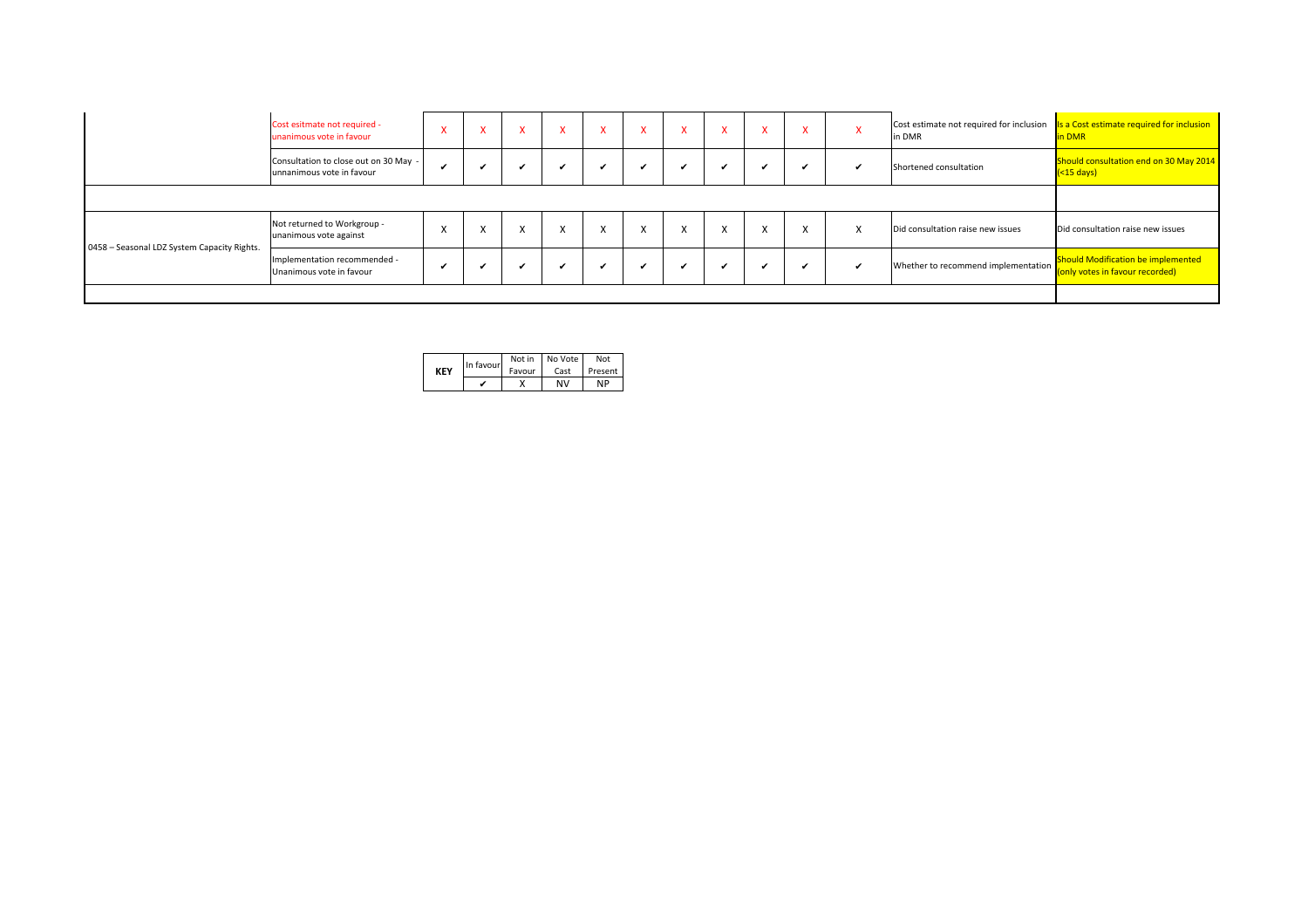| | | | | | | | | | | | | | | |
|---|---|---|---|---|---|---|---|---|---|---|---|---|---|---|
| | Cost esitmate not required - unanimous vote in favour | X | X | X | X | X | X | X | X | X | X | X | Cost estimate not required for inclusion in DMR | Is a Cost estimate required for inclusion in DMR |
| | Consultation to close out on 30 May - unnanimous vote in favour | ✔ | ✔ | ✔ | ✔ | ✔ | ✔ | ✔ | ✔ | ✔ | ✔ | ✔ | Shortened consultation | Should consultation end on 30 May 2014 (<15 days) |
| | | | | | | | | | | | | | | |
| 0458 – Seasonal LDZ System Capacity Rights. | Not returned to Workgroup - unanimous vote against | X | X | X | X | X | X | X | X | X | X | X | Did consultation raise new issues | Did consultation raise new issues |
| | Implementation recommended - Unanimous vote in favour | ✔ | ✔ | ✔ | ✔ | ✔ | ✔ | ✔ | ✔ | ✔ | ✔ | ✔ | Whether to recommend implementation | Should Modification be implemented (only votes in favour recorded) |
| | | | | | | | | | | | | | | |

| KEY | In favour | Not in Favour | No Vote Cast | Not Present |
|---|---|---|---|---|
| | ✔ | X | NV | NP |